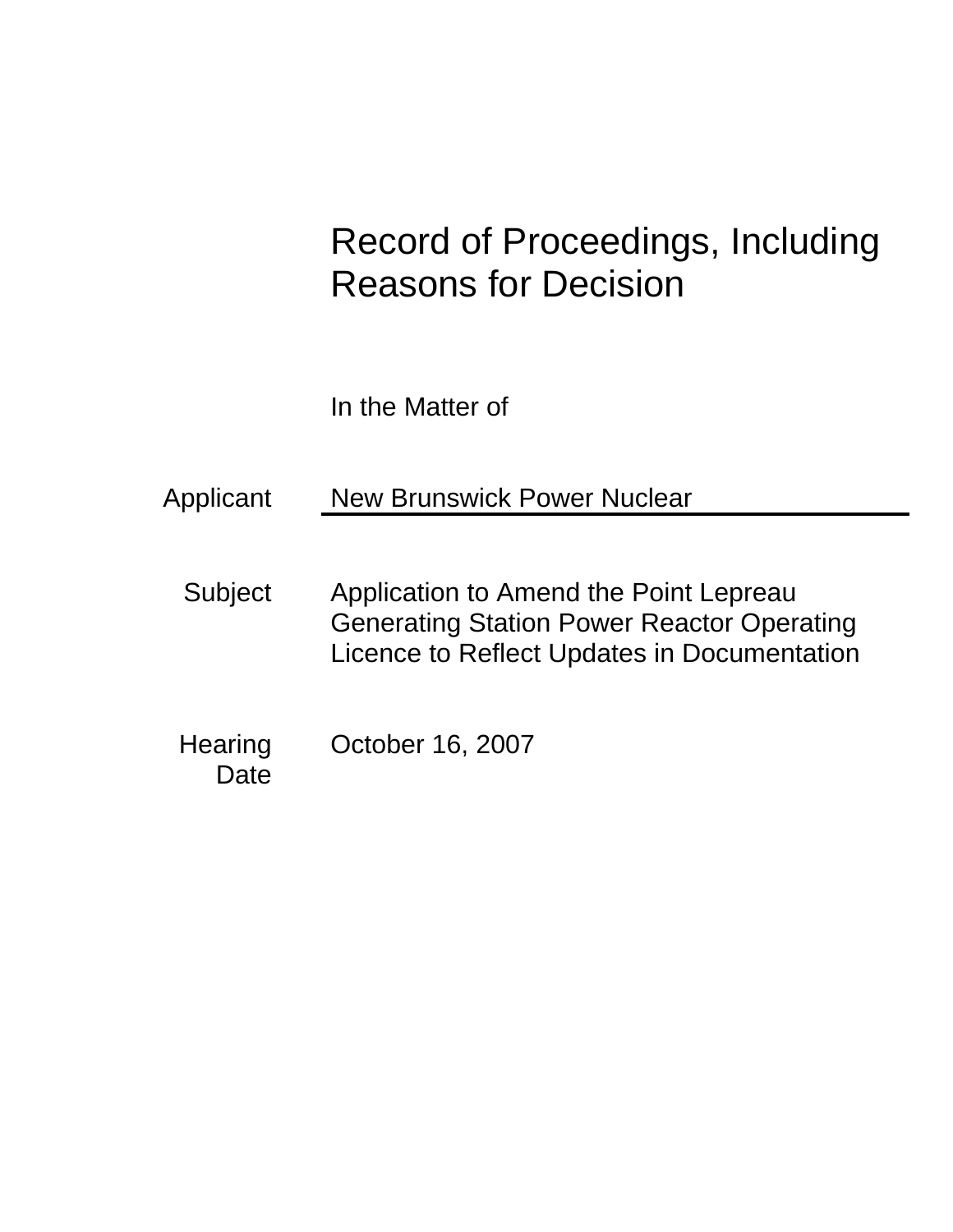# Record of Proceedings, Including Reasons for Decision

In the Matter of

| | |
|---|---|
| Applicant | New Brunswick Power Nuclear |
| Subject | Application to Amend the Point Lepreau Generating Station Power Reactor Operating Licence to Reflect Updates in Documentation |
| Hearing Date | October 16, 2007 |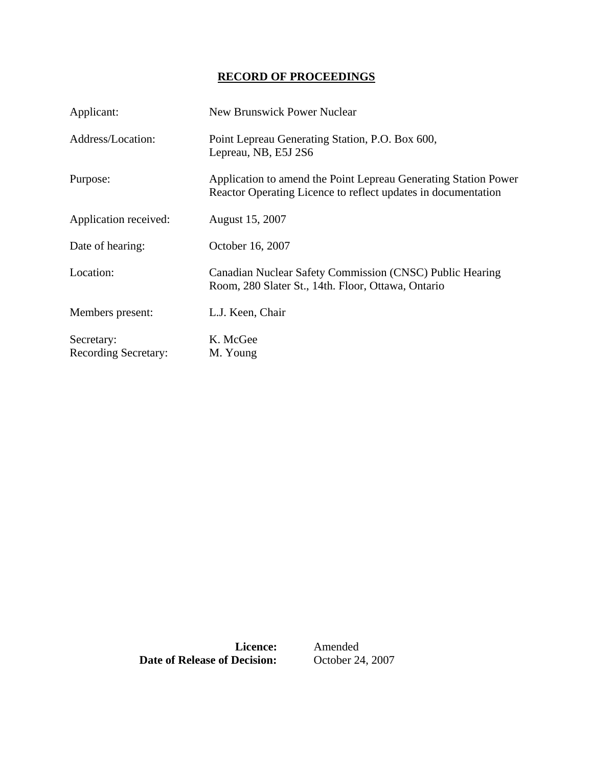# RECORD OF PROCEEDINGS

| | |
|---|---|
| Applicant: | New Brunswick Power Nuclear |
| Address/Location: | Point Lepreau Generating Station, P.O. Box 600, Lepreau, NB, E5J 2S6 |
| Purpose: | Application to amend the Point Lepreau Generating Station Power Reactor Operating Licence to reflect updates in documentation |
| Application received: | August 15, 2007 |
| Date of hearing: | October 16, 2007 |
| Location: | Canadian Nuclear Safety Commission (CNSC) Public Hearing Room, 280 Slater St., 14th. Floor, Ottawa, Ontario |
| Members present: | L.J. Keen, Chair |
| Secretary: | K. McGee |
| Recording Secretary: | M. Young |

**Licence:** Amended
**Date of Release of Decision:** October 24, 2007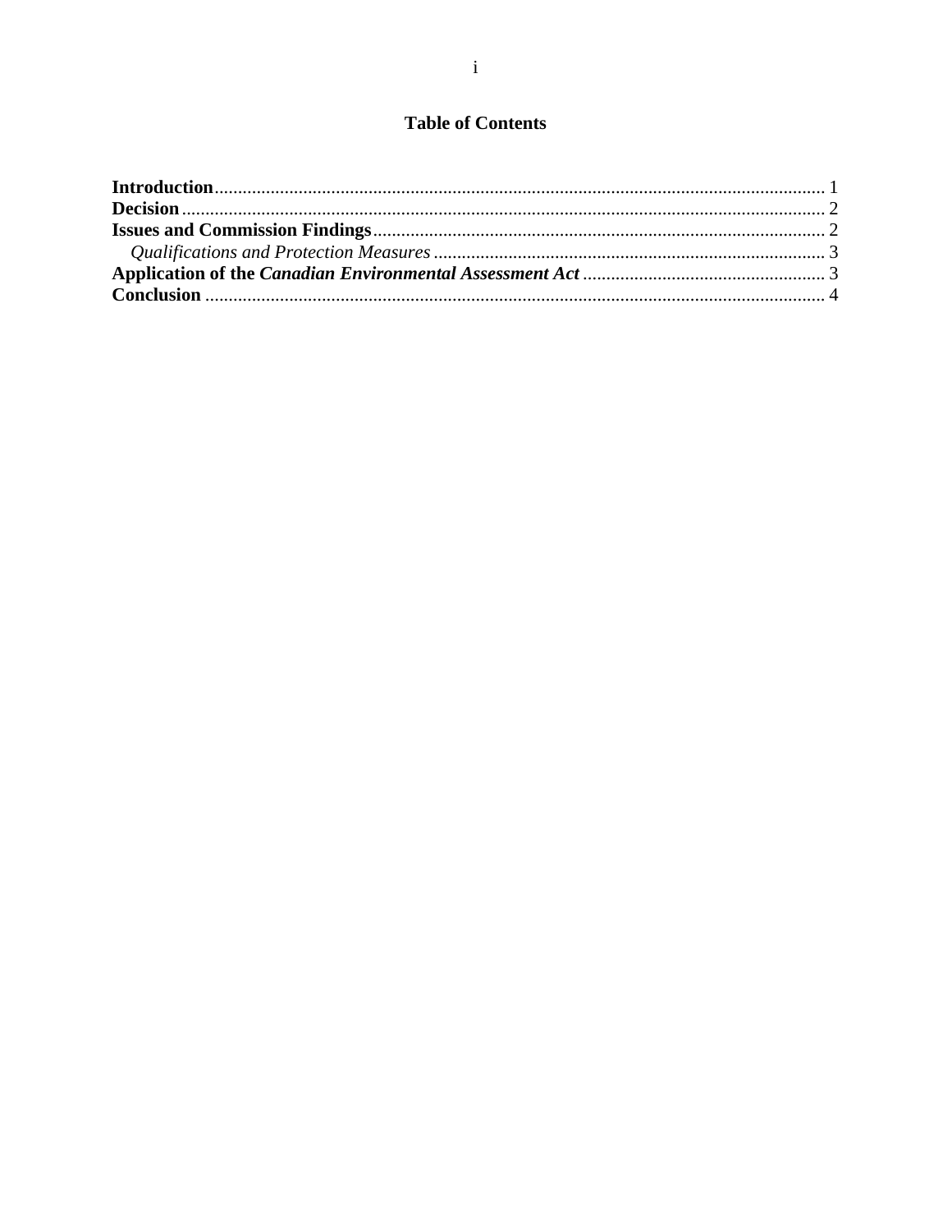# Table of Contents

**Introduction** ........................................................ 1
**Decision** ........................................................ 2
**Issues and Commission Findings** ........................................................ 2
    *Qualifications and Protection Measures* ........................................................ 3
**Application of the *Canadian Environmental Assessment Act*** ........................................................ 3
**Conclusion** ........................................................ 4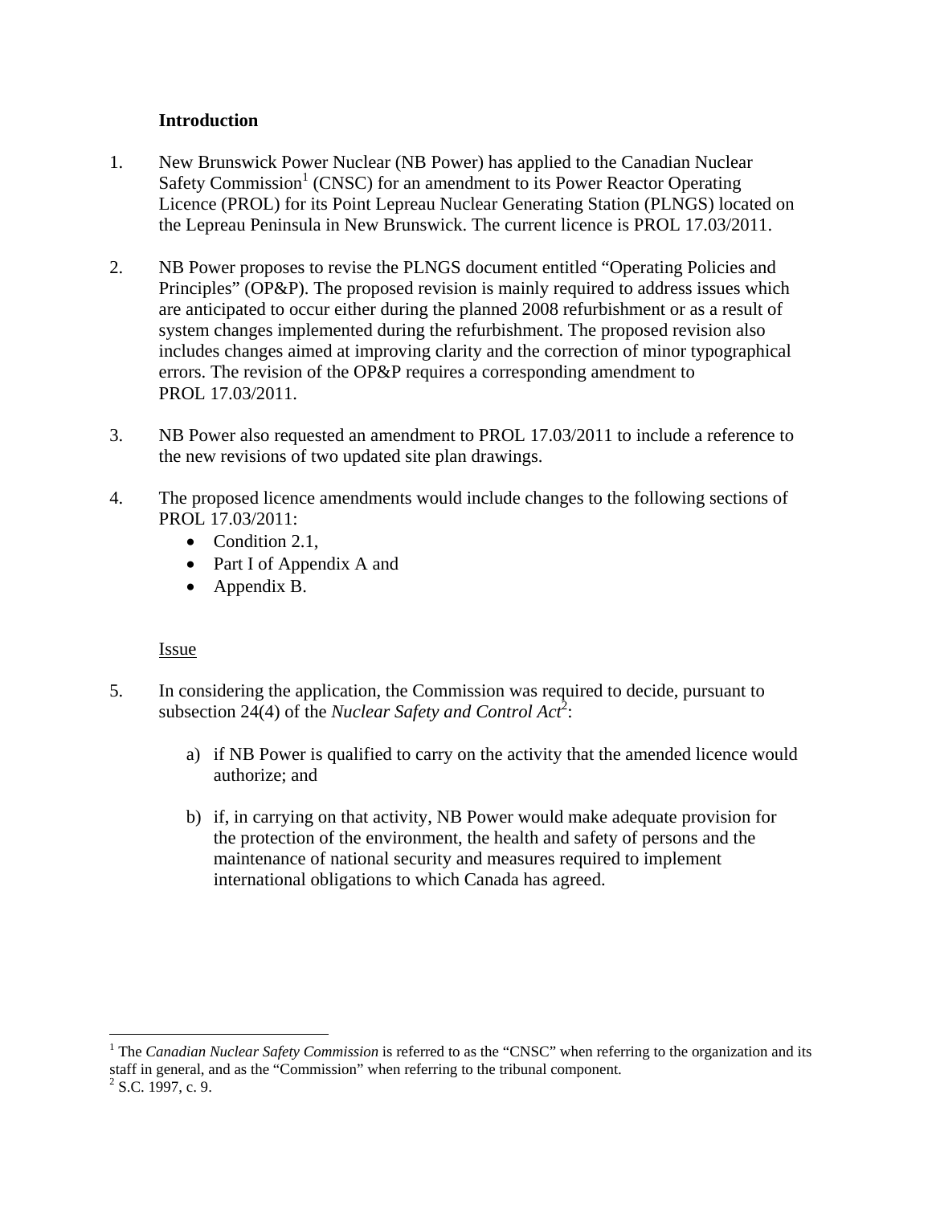### Introduction

1. New Brunswick Power Nuclear (NB Power) has applied to the Canadian Nuclear Safety Commission[1] (CNSC) for an amendment to its Power Reactor Operating Licence (PROL) for its Point Lepreau Nuclear Generating Station (PLNGS) located on the Lepreau Peninsula in New Brunswick. The current licence is PROL 17.03/2011.

2. NB Power proposes to revise the PLNGS document entitled "Operating Policies and Principles" (OP&P). The proposed revision is mainly required to address issues which are anticipated to occur either during the planned 2008 refurbishment or as a result of system changes implemented during the refurbishment. The proposed revision also includes changes aimed at improving clarity and the correction of minor typographical errors. The revision of the OP&P requires a corresponding amendment to PROL 17.03/2011.

3. NB Power also requested an amendment to PROL 17.03/2011 to include a reference to the new revisions of two updated site plan drawings.

4. The proposed licence amendments would include changes to the following sections of PROL 17.03/2011:
   - Condition 2.1,
   - Part I of Appendix A and
   - Appendix B.

Issue

5. In considering the application, the Commission was required to decide, pursuant to subsection 24(4) of the *Nuclear Safety and Control Act*[2]:

   a) if NB Power is qualified to carry on the activity that the amended licence would authorize; and

   b) if, in carrying on that activity, NB Power would make adequate provision for the protection of the environment, the health and safety of persons and the maintenance of national security and measures required to implement international obligations to which Canada has agreed.

---

[1] The *Canadian Nuclear Safety Commission* is referred to as the "CNSC" when referring to the organization and its staff in general, and as the "Commission" when referring to the tribunal component.

[2] S.C. 1997, c. 9.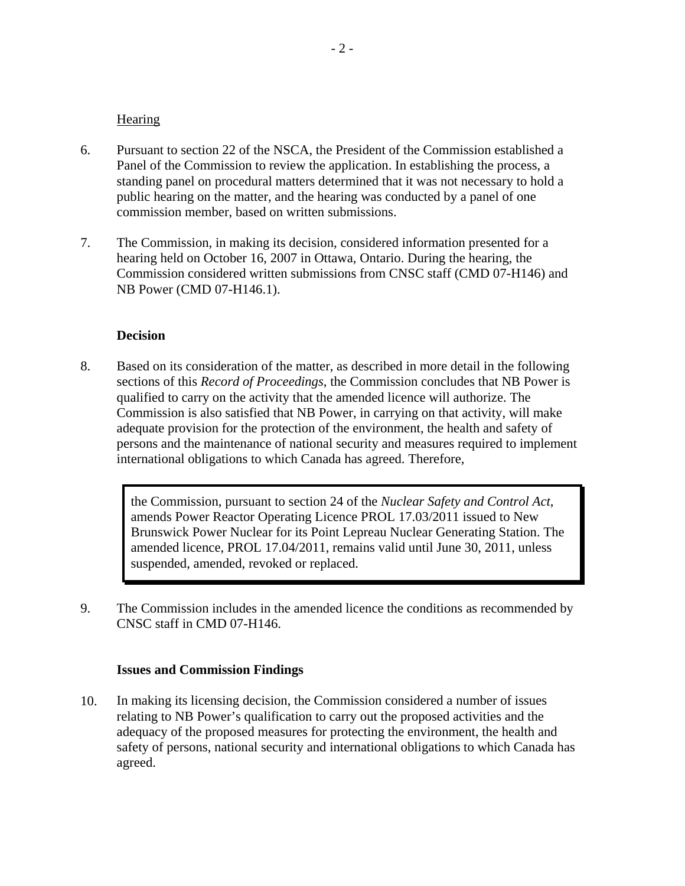Hearing

6. Pursuant to section 22 of the NSCA, the President of the Commission established a Panel of the Commission to review the application. In establishing the process, a standing panel on procedural matters determined that it was not necessary to hold a public hearing on the matter, and the hearing was conducted by a panel of one commission member, based on written submissions.

7. The Commission, in making its decision, considered information presented for a hearing held on October 16, 2007 in Ottawa, Ontario. During the hearing, the Commission considered written submissions from CNSC staff (CMD 07-H146) and NB Power (CMD 07-H146.1).

**Decision**

8. Based on its consideration of the matter, as described in more detail in the following sections of this *Record of Proceedings*, the Commission concludes that NB Power is qualified to carry on the activity that the amended licence will authorize. The Commission is also satisfied that NB Power, in carrying on that activity, will make adequate provision for the protection of the environment, the health and safety of persons and the maintenance of national security and measures required to implement international obligations to which Canada has agreed. Therefore,

> the Commission, pursuant to section 24 of the *Nuclear Safety and Control Act*, amends Power Reactor Operating Licence PROL 17.03/2011 issued to New Brunswick Power Nuclear for its Point Lepreau Nuclear Generating Station. The amended licence, PROL 17.04/2011, remains valid until June 30, 2011, unless suspended, amended, revoked or replaced.

9. The Commission includes in the amended licence the conditions as recommended by CNSC staff in CMD 07-H146.

**Issues and Commission Findings**

10. In making its licensing decision, the Commission considered a number of issues relating to NB Power's qualification to carry out the proposed activities and the adequacy of the proposed measures for protecting the environment, the health and safety of persons, national security and international obligations to which Canada has agreed.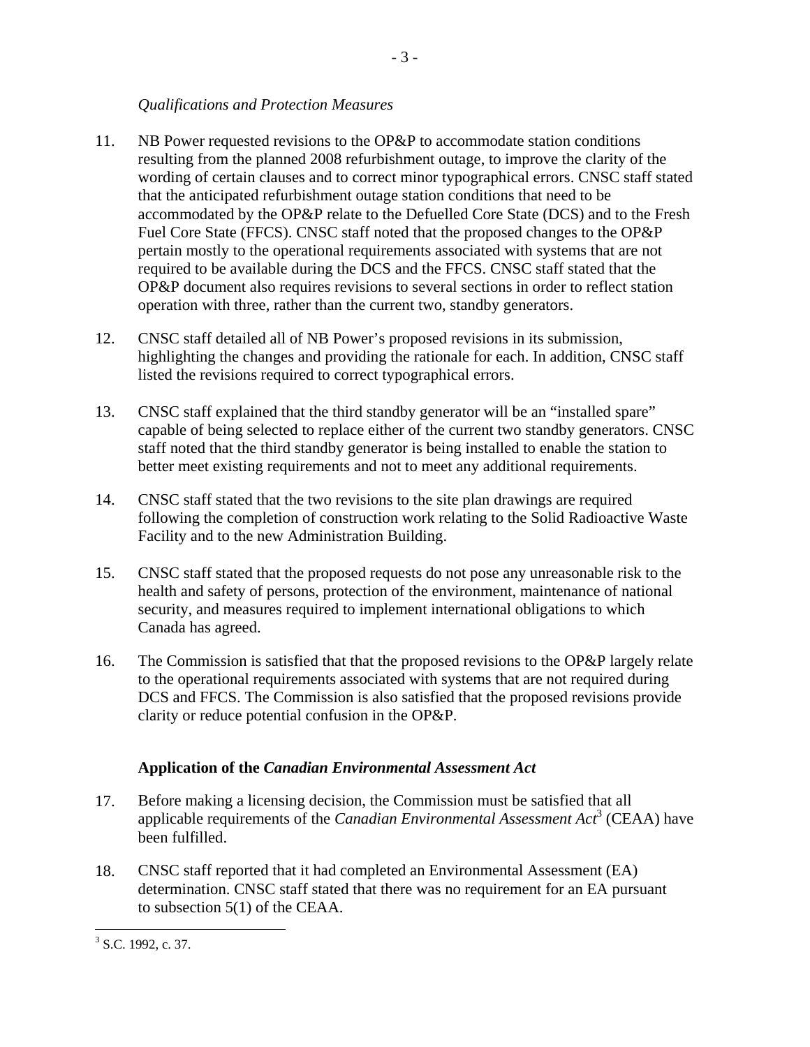*Qualifications and Protection Measures*

11. NB Power requested revisions to the OP&P to accommodate station conditions resulting from the planned 2008 refurbishment outage, to improve the clarity of the wording of certain clauses and to correct minor typographical errors. CNSC staff stated that the anticipated refurbishment outage station conditions that need to be accommodated by the OP&P relate to the Defuelled Core State (DCS) and to the Fresh Fuel Core State (FFCS). CNSC staff noted that the proposed changes to the OP&P pertain mostly to the operational requirements associated with systems that are not required to be available during the DCS and the FFCS. CNSC staff stated that the OP&P document also requires revisions to several sections in order to reflect station operation with three, rather than the current two, standby generators.

12. CNSC staff detailed all of NB Power's proposed revisions in its submission, highlighting the changes and providing the rationale for each. In addition, CNSC staff listed the revisions required to correct typographical errors.

13. CNSC staff explained that the third standby generator will be an "installed spare" capable of being selected to replace either of the current two standby generators. CNSC staff noted that the third standby generator is being installed to enable the station to better meet existing requirements and not to meet any additional requirements.

14. CNSC staff stated that the two revisions to the site plan drawings are required following the completion of construction work relating to the Solid Radioactive Waste Facility and to the new Administration Building.

15. CNSC staff stated that the proposed requests do not pose any unreasonable risk to the health and safety of persons, protection of the environment, maintenance of national security, and measures required to implement international obligations to which Canada has agreed.

16. The Commission is satisfied that that the proposed revisions to the OP&P largely relate to the operational requirements associated with systems that are not required during DCS and FFCS. The Commission is also satisfied that the proposed revisions provide clarity or reduce potential confusion in the OP&P.

### Application of the *Canadian Environmental Assessment Act*

17. Before making a licensing decision, the Commission must be satisfied that all applicable requirements of the *Canadian Environmental Assessment Act*[3] (CEAA) have been fulfilled.

18. CNSC staff reported that it had completed an Environmental Assessment (EA) determination. CNSC staff stated that there was no requirement for an EA pursuant to subsection 5(1) of the CEAA.

[3] S.C. 1992, c. 37.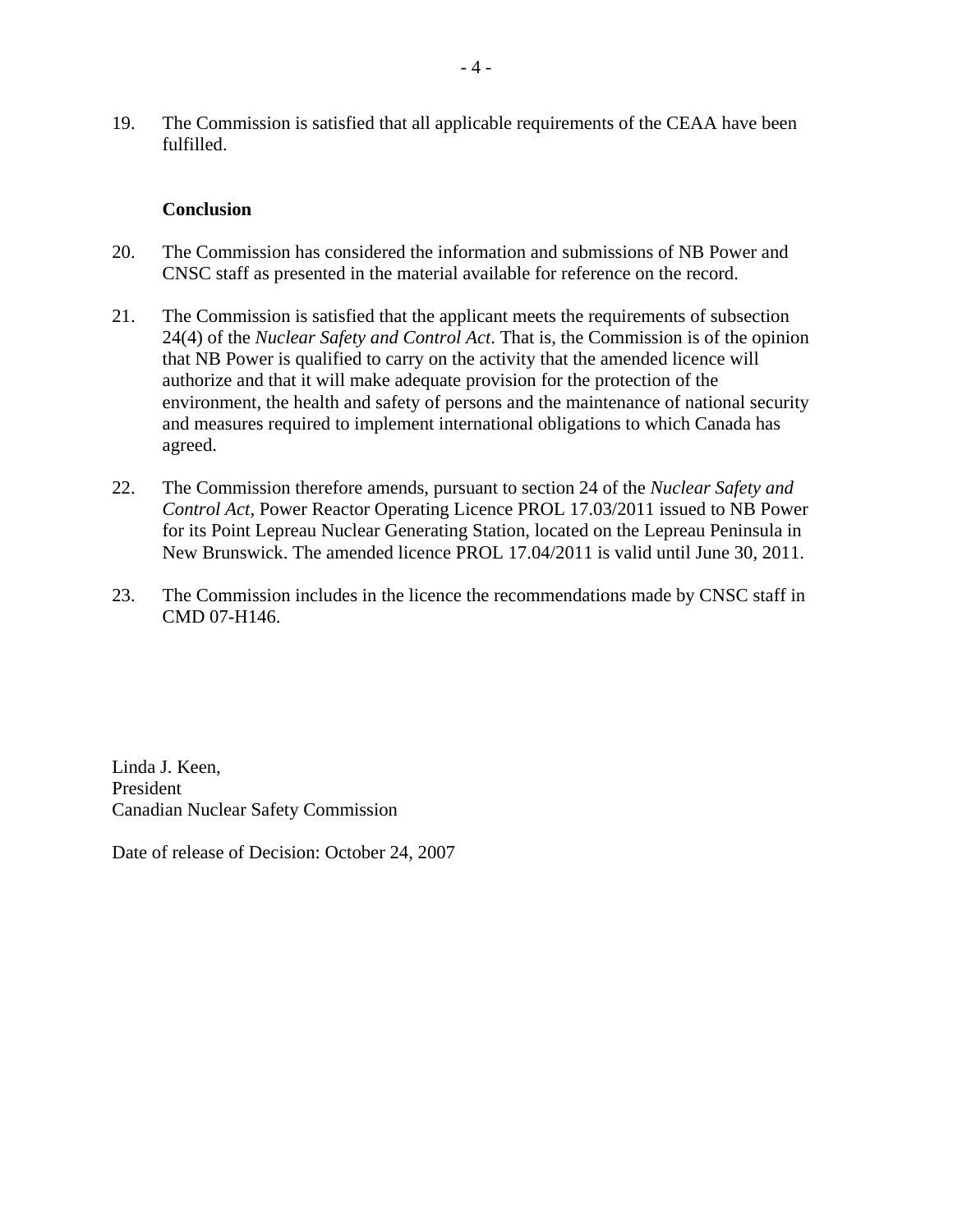19. The Commission is satisfied that all applicable requirements of the CEAA have been fulfilled.

**Conclusion**

20. The Commission has considered the information and submissions of NB Power and CNSC staff as presented in the material available for reference on the record.

21. The Commission is satisfied that the applicant meets the requirements of subsection 24(4) of the *Nuclear Safety and Control Act*. That is, the Commission is of the opinion that NB Power is qualified to carry on the activity that the amended licence will authorize and that it will make adequate provision for the protection of the environment, the health and safety of persons and the maintenance of national security and measures required to implement international obligations to which Canada has agreed.

22. The Commission therefore amends, pursuant to section 24 of the *Nuclear Safety and Control Act*, Power Reactor Operating Licence PROL 17.03/2011 issued to NB Power for its Point Lepreau Nuclear Generating Station, located on the Lepreau Peninsula in New Brunswick. The amended licence PROL 17.04/2011 is valid until June 30, 2011.

23. The Commission includes in the licence the recommendations made by CNSC staff in CMD 07-H146.

Linda J. Keen,
President
Canadian Nuclear Safety Commission

Date of release of Decision: October 24, 2007